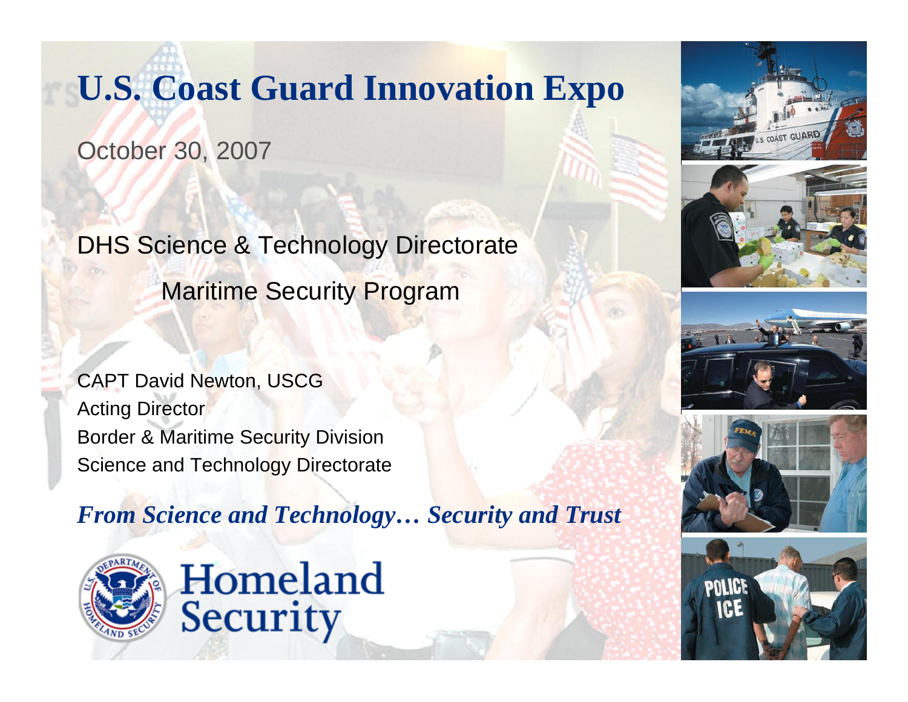# U.S. Coast Guard Innovation Expo

October 30, 2007

DHS Science & Technology Directorate

Maritime Security Program

CAPT David Newton, USCG
Acting Director
Border & Maritime Security Division
Science and Technology Directorate

***From Science and Technology… Security and Trust***

Homeland Security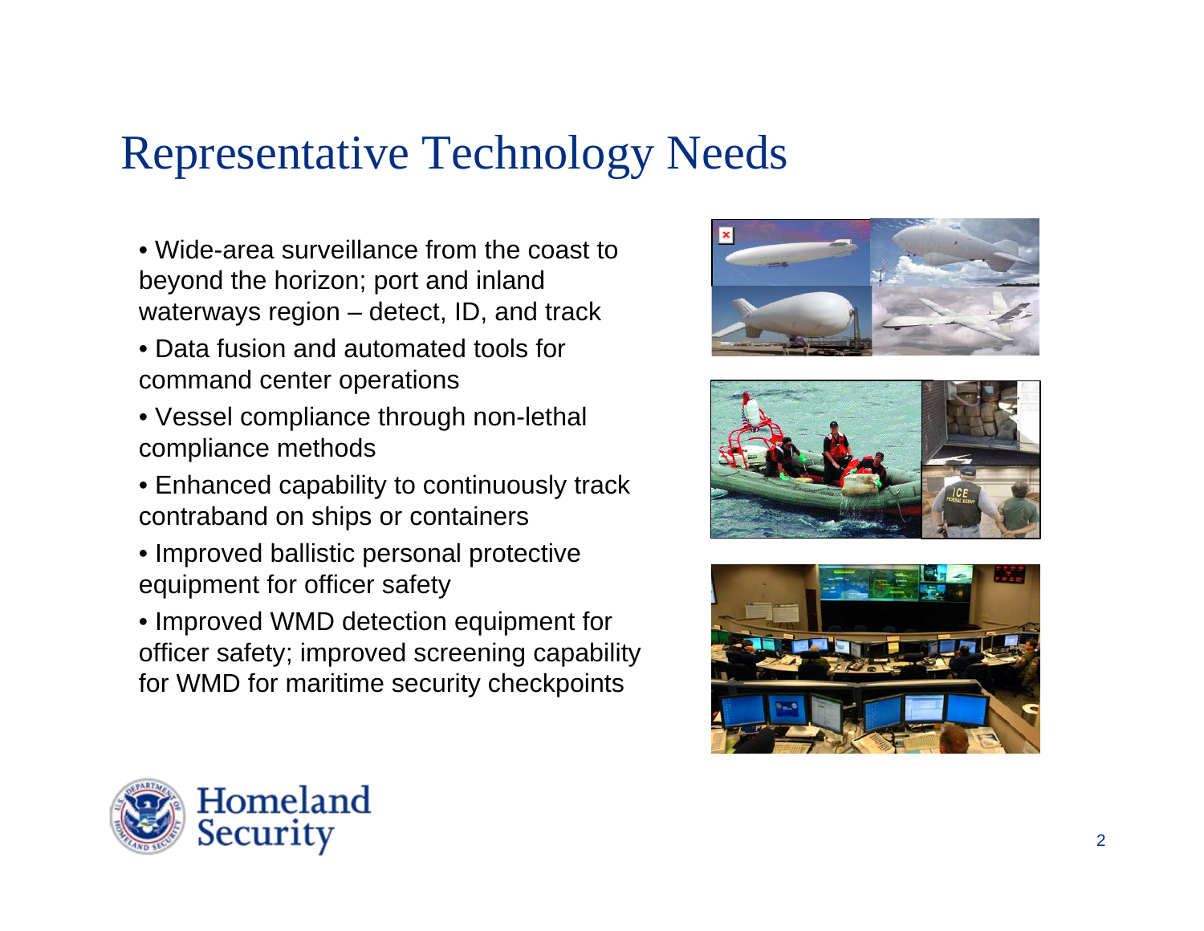# Representative Technology Needs

- Wide-area surveillance from the coast to beyond the horizon; port and inland waterways region – detect, ID, and track
- Data fusion and automated tools for command center operations
- Vessel compliance through non-lethal compliance methods
- Enhanced capability to continuously track contraband on ships or containers
- Improved ballistic personal protective equipment for officer safety
- Improved WMD detection equipment for officer safety; improved screening capability for WMD for maritime security checkpoints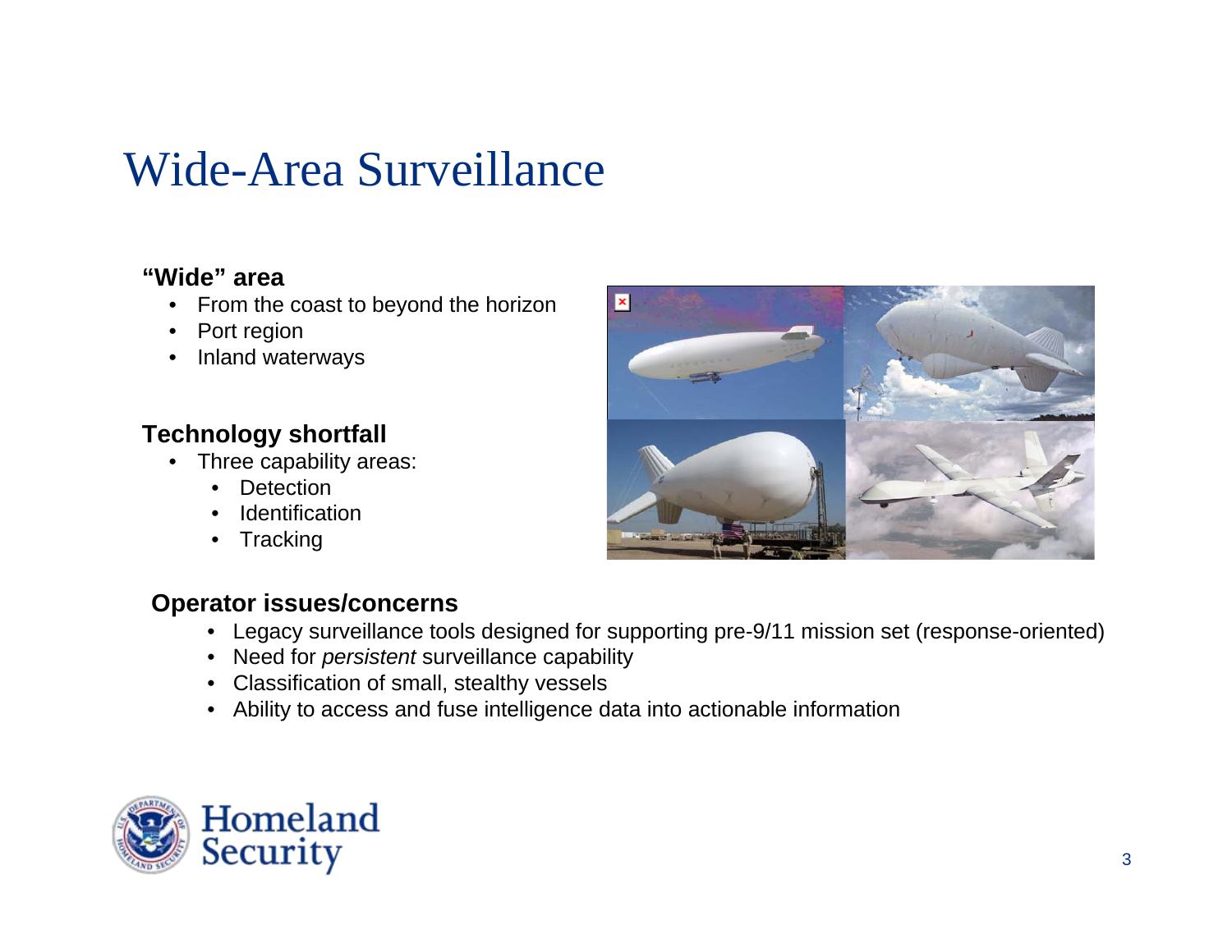# Wide-Area Surveillance

**"Wide" area**

- From the coast to beyond the horizon
- Port region
- Inland waterways

**Technology shortfall**

- Three capability areas:
  - Detection
  - Identification
  - Tracking

**Operator issues/concerns**

- Legacy surveillance tools designed for supporting pre-9/11 mission set (response-oriented)
- Need for *persistent* surveillance capability
- Classification of small, stealthy vessels
- Ability to access and fuse intelligence data into actionable information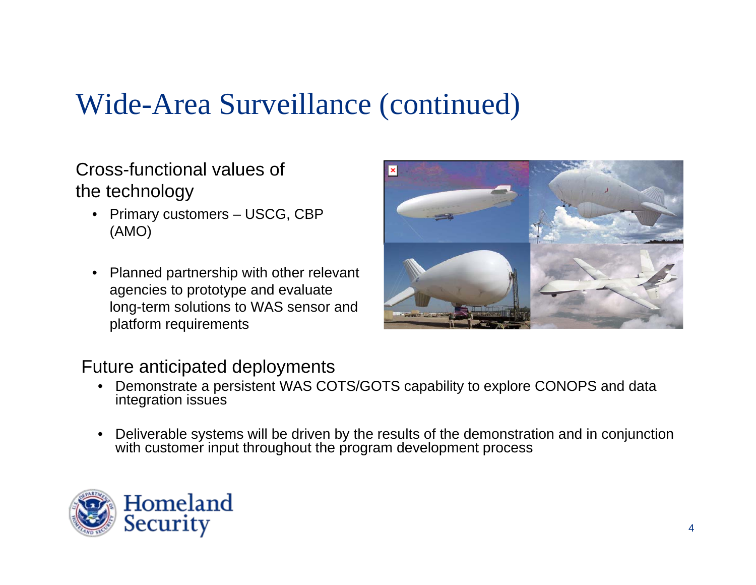# Wide-Area Surveillance (continued)

Cross-functional values of the technology

- Primary customers – USCG, CBP (AMO)
- Planned partnership with other relevant agencies to prototype and evaluate long-term solutions to WAS sensor and platform requirements

Future anticipated deployments

- Demonstrate a persistent WAS COTS/GOTS capability to explore CONOPS and data integration issues
- Deliverable systems will be driven by the results of the demonstration and in conjunction with customer input throughout the program development process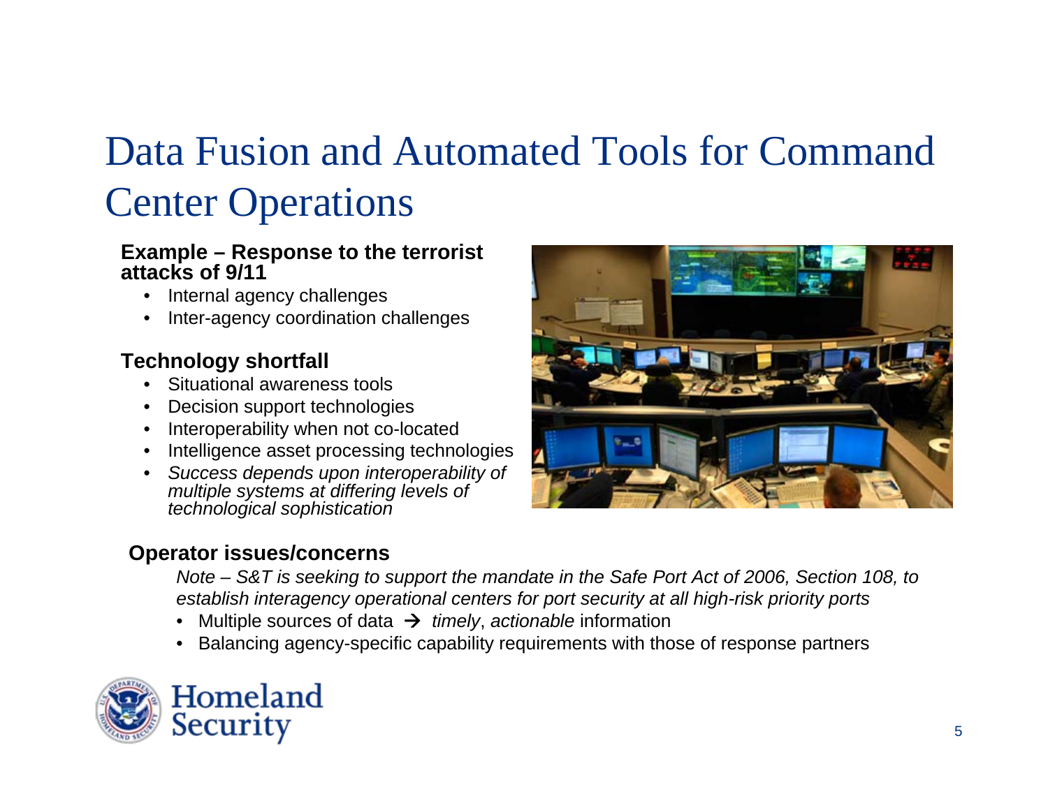# Data Fusion and Automated Tools for Command Center Operations

**Example – Response to the terrorist attacks of 9/11**

- Internal agency challenges
- Inter-agency coordination challenges

**Technology shortfall**

- Situational awareness tools
- Decision support technologies
- Interoperability when not co-located
- Intelligence asset processing technologies
- *Success depends upon interoperability of multiple systems at differing levels of technological sophistication*

**Operator issues/concerns**

*Note – S&T is seeking to support the mandate in the Safe Port Act of 2006, Section 108, to establish interagency operational centers for port security at all high-risk priority ports*

- Multiple sources of data → *timely*, *actionable* information
- Balancing agency-specific capability requirements with those of response partners

Homeland Security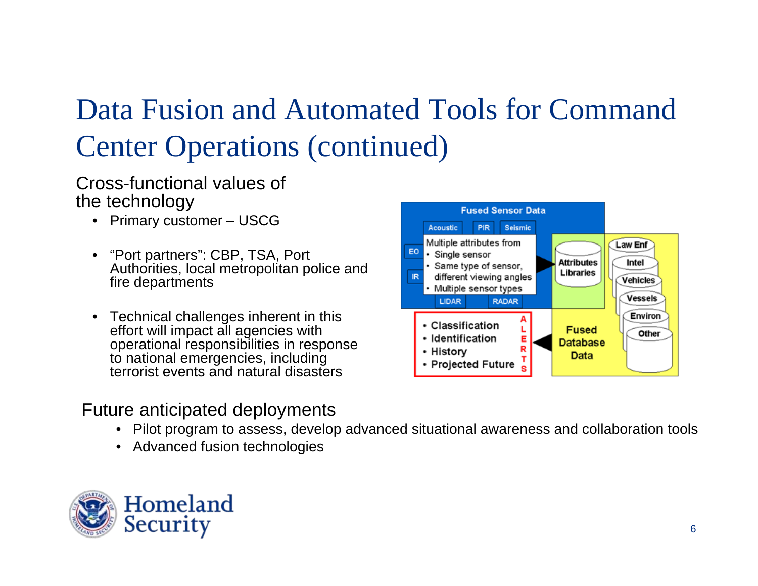# Data Fusion and Automated Tools for Command Center Operations (continued)

Cross-functional values of the technology

- Primary customer – USCG
- "Port partners": CBP, TSA, Port Authorities, local metropolitan police and fire departments
- Technical challenges inherent in this effort will impact all agencies with operational responsibilities in response to national emergencies, including terrorist events and natural disasters

Fused Sensor Data

Acoustic PIR Seismic

EO IR

Multiple attributes from
- Single sensor
- Same type of sensor, different viewing angles
- Multiple sensor types

LIDAR RADAR

Attributes Libraries

Law Enf, Intel, Vehicles, Vessels, Environ, Other

- Classification
- Identification
- History
- Projected Future

ALERTS

Fused Database Data

Future anticipated deployments

- Pilot program to assess, develop advanced situational awareness and collaboration tools
- Advanced fusion technologies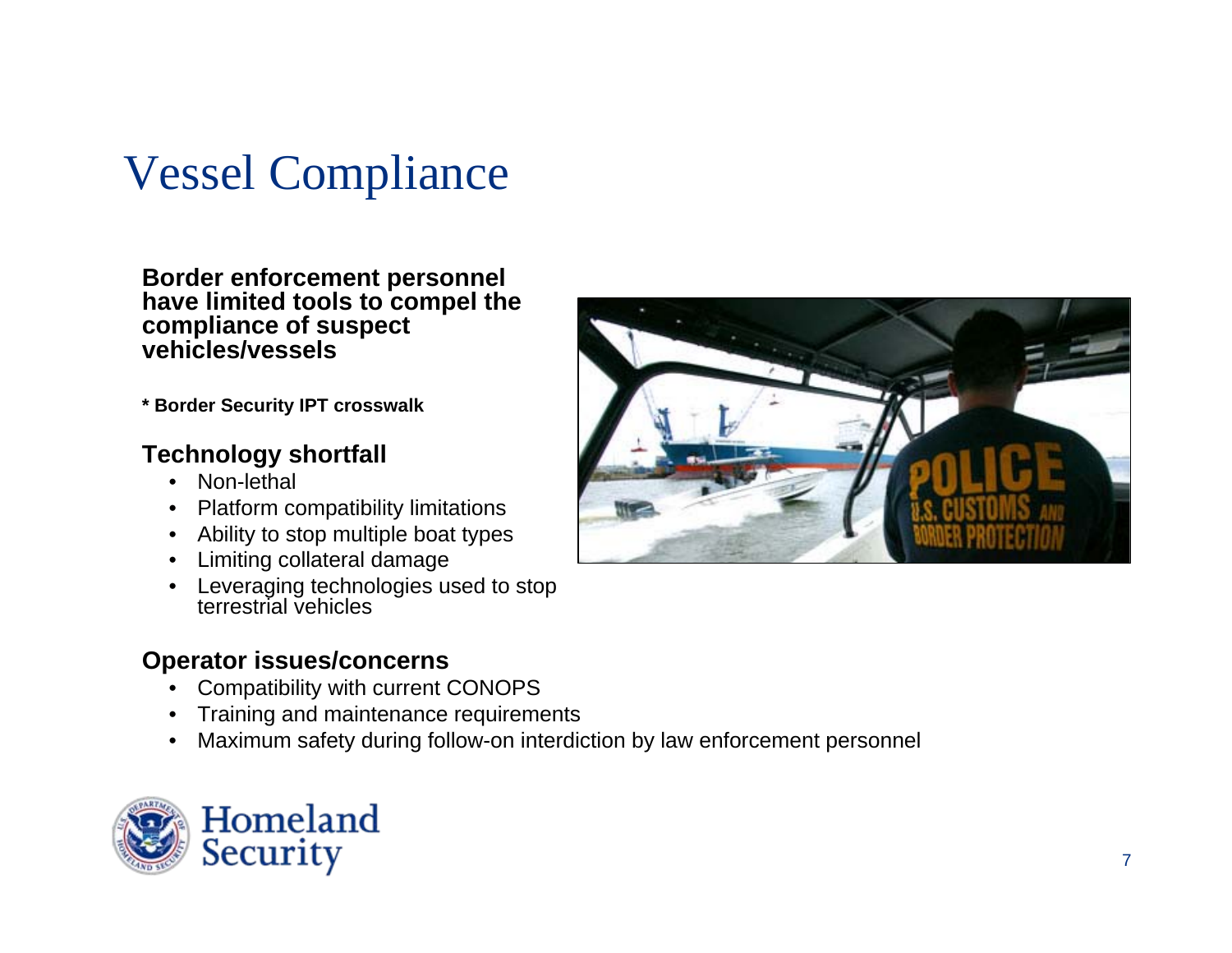# Vessel Compliance

**Border enforcement personnel have limited tools to compel the compliance of suspect vehicles/vessels**

**\* Border Security IPT crosswalk**

### Technology shortfall

- Non-lethal
- Platform compatibility limitations
- Ability to stop multiple boat types
- Limiting collateral damage
- Leveraging technologies used to stop terrestrial vehicles

### Operator issues/concerns

- Compatibility with current CONOPS
- Training and maintenance requirements
- Maximum safety during follow-on interdiction by law enforcement personnel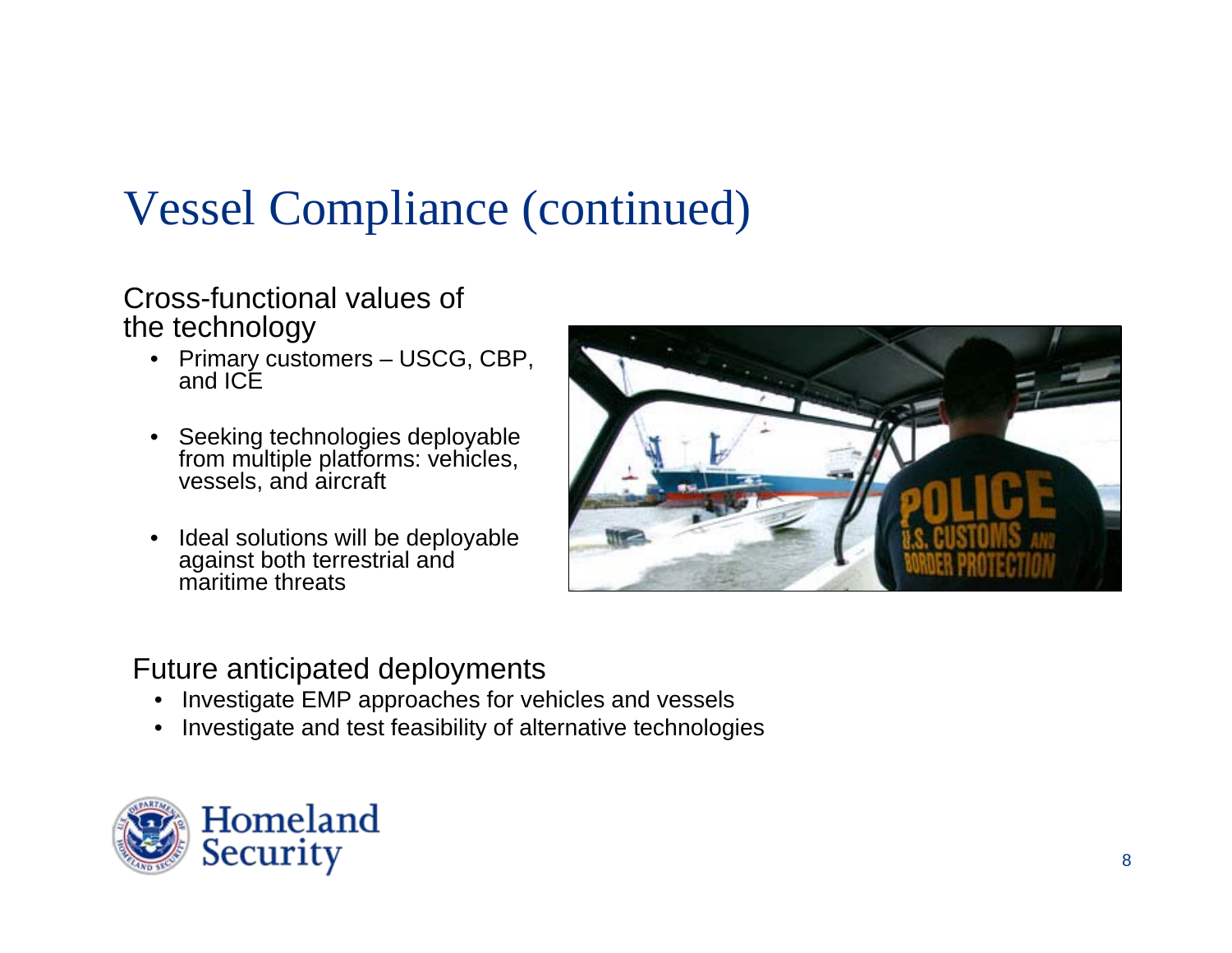# Vessel Compliance (continued)

Cross-functional values of the technology

- Primary customers – USCG, CBP, and ICE
- Seeking technologies deployable from multiple platforms: vehicles, vessels, and aircraft
- Ideal solutions will be deployable against both terrestrial and maritime threats

Future anticipated deployments

- Investigate EMP approaches for vehicles and vessels
- Investigate and test feasibility of alternative technologies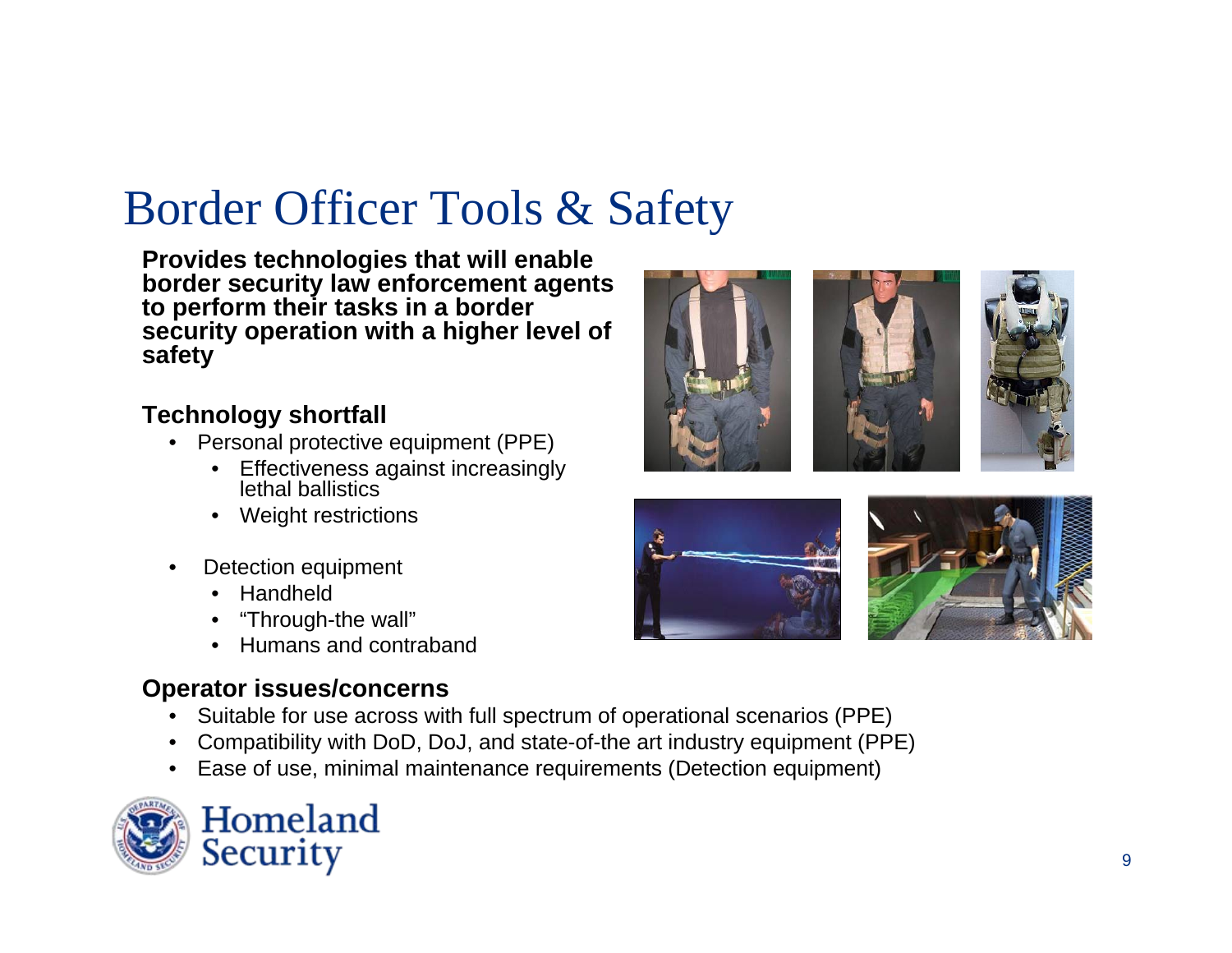# Border Officer Tools & Safety

**Provides technologies that will enable border security law enforcement agents to perform their tasks in a border security operation with a higher level of safety**

### Technology shortfall

- Personal protective equipment (PPE)
  - Effectiveness against increasingly lethal ballistics
  - Weight restrictions
- Detection equipment
  - Handheld
  - "Through-the wall"
  - Humans and contraband

### Operator issues/concerns

- Suitable for use across with full spectrum of operational scenarios (PPE)
- Compatibility with DoD, DoJ, and state-of-the art industry equipment (PPE)
- Ease of use, minimal maintenance requirements (Detection equipment)

Homeland Security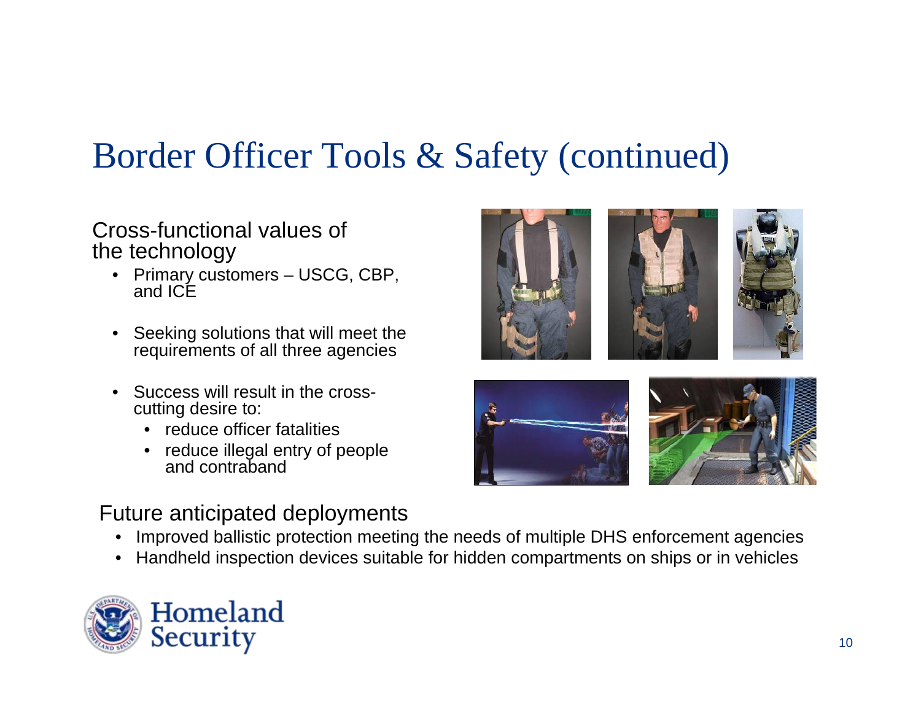# Border Officer Tools & Safety (continued)

Cross-functional values of the technology

- Primary customers – USCG, CBP, and ICE
- Seeking solutions that will meet the requirements of all three agencies
- Success will result in the cross-cutting desire to:
  - reduce officer fatalities
  - reduce illegal entry of people and contraband

Future anticipated deployments

- Improved ballistic protection meeting the needs of multiple DHS enforcement agencies
- Handheld inspection devices suitable for hidden compartments on ships or in vehicles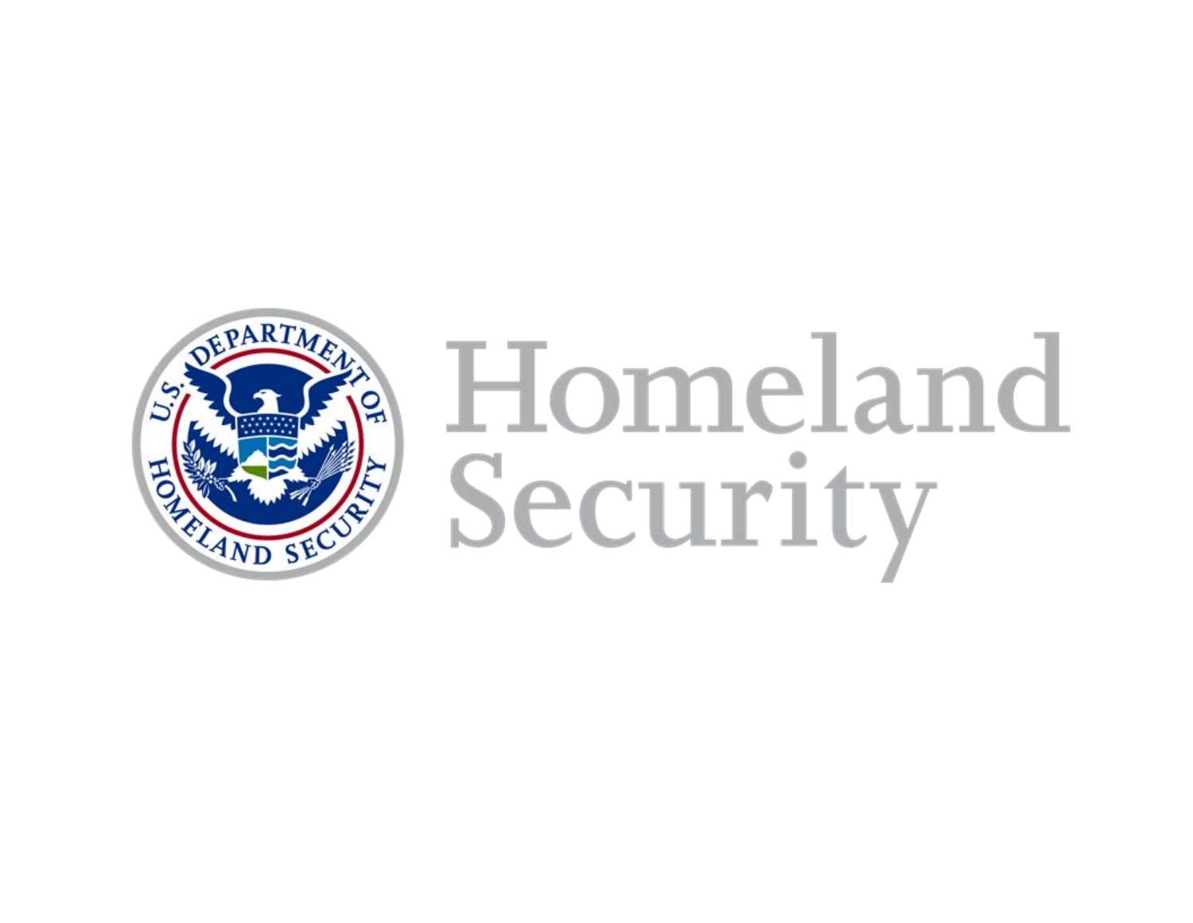Homeland Security